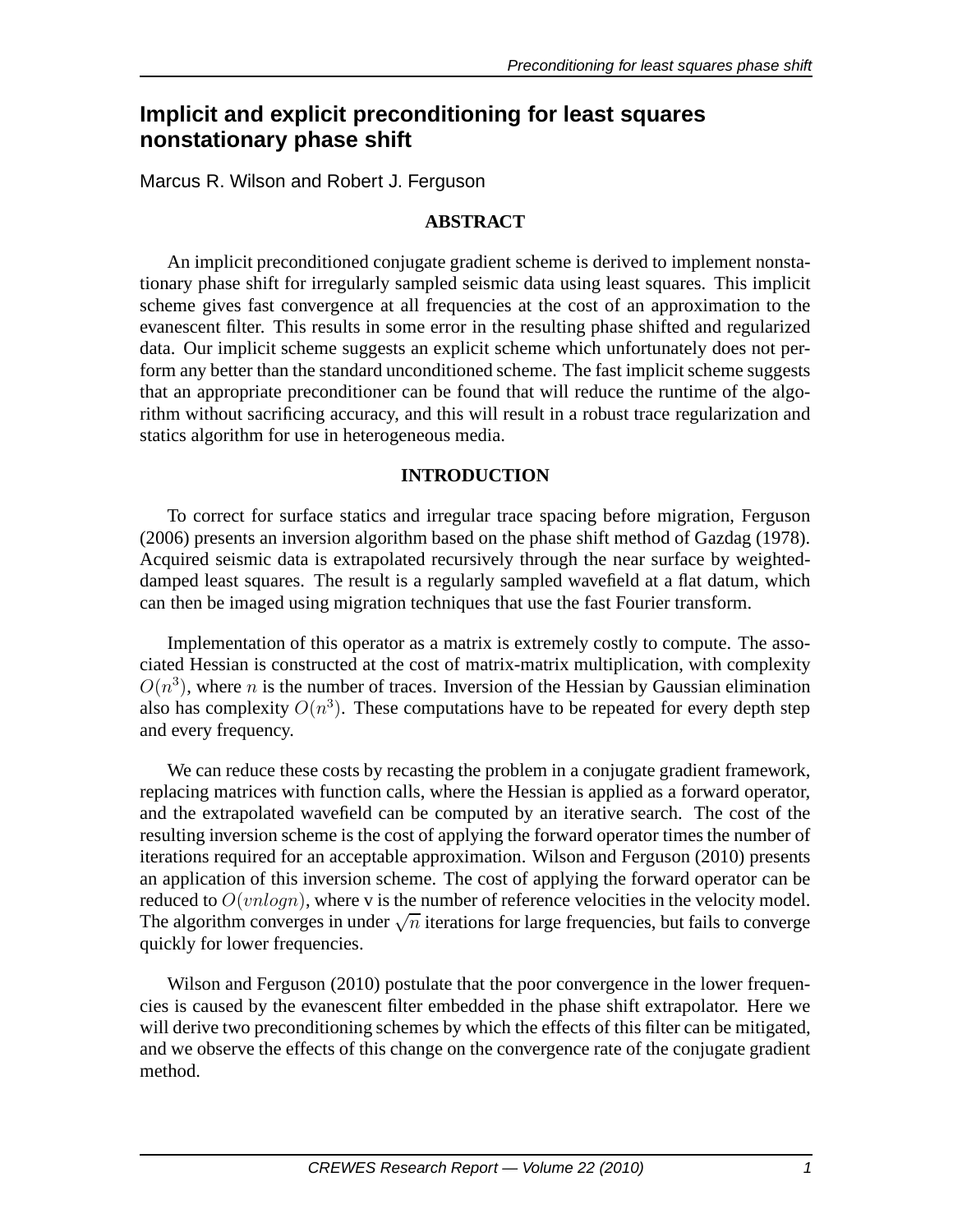# Implicit and explicit preconditioning for least squares nonstationary phase shift

Marcus R. Wilson and Robert J. Ferguson

## ABSTRACT

An implicit preconditioned conjugate gradient scheme is derived to implement nonstationary phase shift for irregularly sampled seismic data using least squares. This implicit scheme gives fast convergence at all frequencies at the cost of an approximation to the evanescent filter. This results in some error in the resulting phase shifted and regularized data. Our implicit scheme suggests an explicit scheme which unfortunately does not perform any better than the standard unconditioned scheme. The fast implicit scheme suggests that an appropriate preconditioner can be found that will reduce the runtime of the algorithm without sacrificing accuracy, and this will result in a robust trace regularization and statics algorithm for use in heterogeneous media.

## INTRODUCTION

To correct for surface statics and irregular trace spacing before migration, Ferguson (2006) presents an inversion algorithm based on the phase shift method of Gazdag (1978). Acquired seismic data is extrapolated recursively through the near surface by weighted-damped least squares. The result is a regularly sampled wavefield at a flat datum, which can then be imaged using migration techniques that use the fast Fourier transform.

Implementation of this operator as a matrix is extremely costly to compute. The associated Hessian is constructed at the cost of matrix-matrix multiplication, with complexity $O(n^3)$, where $n$ is the number of traces. Inversion of the Hessian by Gaussian elimination also has complexity $O(n^3)$. These computations have to be repeated for every depth step and every frequency.

We can reduce these costs by recasting the problem in a conjugate gradient framework, replacing matrices with function calls, where the Hessian is applied as a forward operator, and the extrapolated wavefield can be computed by an iterative search. The cost of the resulting inversion scheme is the cost of applying the forward operator times the number of iterations required for an acceptable approximation. Wilson and Ferguson (2010) presents an application of this inversion scheme. The cost of applying the forward operator can be reduced to $O(vnlogn)$, where v is the number of reference velocities in the velocity model. The algorithm converges in under $\sqrt{n}$ iterations for large frequencies, but fails to converge quickly for lower frequencies.

Wilson and Ferguson (2010) postulate that the poor convergence in the lower frequencies is caused by the evanescent filter embedded in the phase shift extrapolator. Here we will derive two preconditioning schemes by which the effects of this filter can be mitigated, and we observe the effects of this change on the convergence rate of the conjugate gradient method.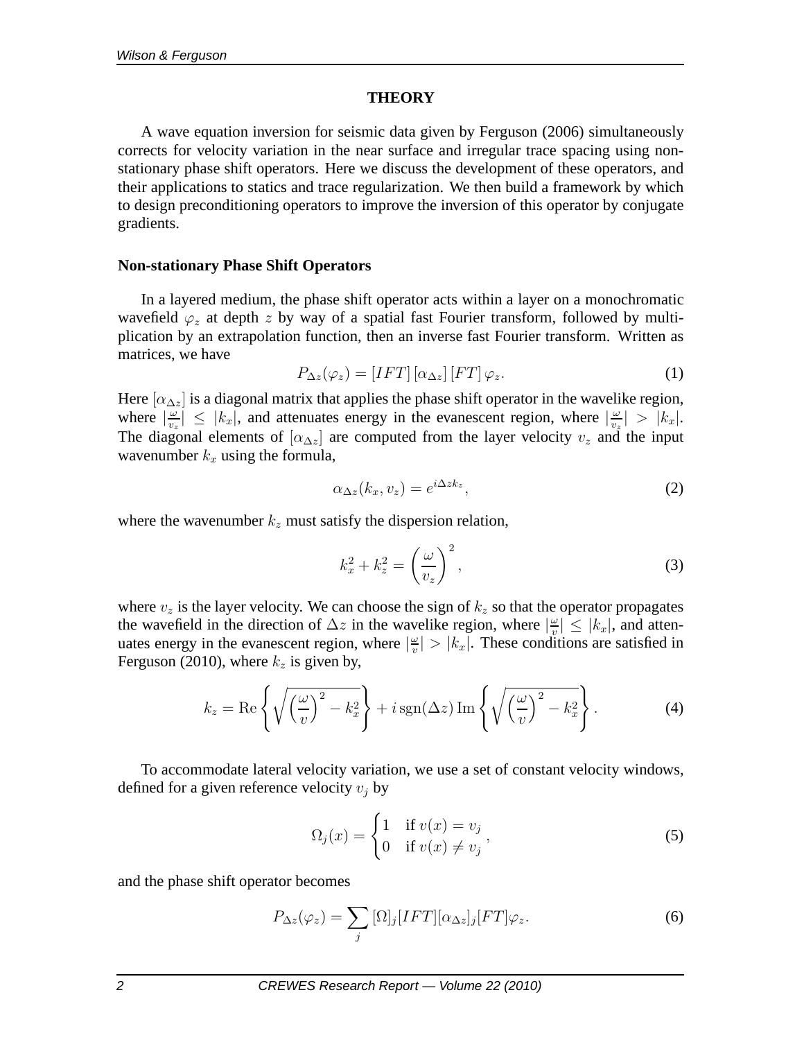## THEORY

A wave equation inversion for seismic data given by Ferguson (2006) simultaneously corrects for velocity variation in the near surface and irregular trace spacing using non-stationary phase shift operators. Here we discuss the development of these operators, and their applications to statics and trace regularization. We then build a framework by which to design preconditioning operators to improve the inversion of this operator by conjugate gradients.

### Non-stationary Phase Shift Operators

In a layered medium, the phase shift operator acts within a layer on a monochromatic wavefield $\varphi_z$ at depth $z$ by way of a spatial fast Fourier transform, followed by multiplication by an extrapolation function, then an inverse fast Fourier transform. Written as matrices, we have

$$P_{\Delta z}(\varphi_z) = [IFT]\,[\alpha_{\Delta z}]\,[FT]\,\varphi_z. \tag{1}$$

Here $[\alpha_{\Delta z}]$ is a diagonal matrix that applies the phase shift operator in the wavelike region, where $|\frac{\omega}{v_z}| \leq |k_x|$, and attenuates energy in the evanescent region, where $|\frac{\omega}{v_z}| > |k_x|$. The diagonal elements of $[\alpha_{\Delta z}]$ are computed from the layer velocity $v_z$ and the input wavenumber $k_x$ using the formula,

$$\alpha_{\Delta z}(k_x, v_z) = e^{i\Delta z k_z}, \tag{2}$$

where the wavenumber $k_z$ must satisfy the dispersion relation,

$$k_x^2 + k_z^2 = \left(\frac{\omega}{v_z}\right)^2, \tag{3}$$

where $v_z$ is the layer velocity. We can choose the sign of $k_z$ so that the operator propagates the wavefield in the direction of $\Delta z$ in the wavelike region, where $|\frac{\omega}{v}| \leq |k_x|$, and attenuates energy in the evanescent region, where $|\frac{\omega}{v}| > |k_x|$. These conditions are satisfied in Ferguson (2010), where $k_z$ is given by,

$$k_z = \mathrm{Re}\left\{\sqrt{\left(\frac{\omega}{v}\right)^2 - k_x^2}\right\} + i\,\mathrm{sgn}(\Delta z)\,\mathrm{Im}\left\{\sqrt{\left(\frac{\omega}{v}\right)^2 - k_x^2}\right\}. \tag{4}$$

To accommodate lateral velocity variation, we use a set of constant velocity windows, defined for a given reference velocity $v_j$ by

$$\Omega_j(x) = \begin{cases} 1 & \text{if } v(x) = v_j \\ 0 & \text{if } v(x) \neq v_j \end{cases}, \tag{5}$$

and the phase shift operator becomes

$$P_{\Delta z}(\varphi_z) = \sum_j [\Omega]_j [IFT][\alpha_{\Delta z}]_j [FT]\varphi_z. \tag{6}$$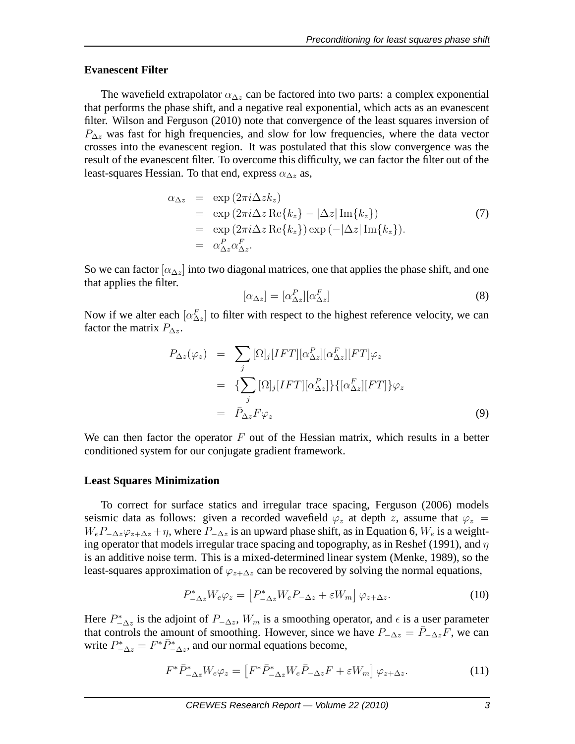### Evanescent Filter

The wavefield extrapolator $\alpha_{\Delta z}$ can be factored into two parts: a complex exponential that performs the phase shift, and a negative real exponential, which acts as an evanescent filter. Wilson and Ferguson (2010) note that convergence of the least squares inversion of $P_{\Delta z}$ was fast for high frequencies, and slow for low frequencies, where the data vector crosses into the evanescent region. It was postulated that this slow convergence was the result of the evanescent filter. To overcome this difficulty, we can factor the filter out of the least-squares Hessian. To that end, express $\alpha_{\Delta z}$ as,

$$
\begin{aligned}
\alpha_{\Delta z} &= \exp\left(2\pi i \Delta z k_z\right) \\
&= \exp\left(2\pi i \Delta z \operatorname{Re}\{k_z\} - |\Delta z| \operatorname{Im}\{k_z\}\right) \\
&= \exp\left(2\pi i \Delta z \operatorname{Re}\{k_z\}\right) \exp\left(-|\Delta z| \operatorname{Im}\{k_z\}\right). \\
&= \alpha^P_{\Delta z} \alpha^F_{\Delta z}.
\end{aligned}
\tag{7}
$$

So we can factor $[\alpha_{\Delta z}]$ into two diagonal matrices, one that applies the phase shift, and one that applies the filter.

$$
[\alpha_{\Delta z}] = [\alpha^P_{\Delta z}][\alpha^F_{\Delta z}] \tag{8}
$$

Now if we alter each $[\alpha^F_{\Delta z}]$ to filter with respect to the highest reference velocity, we can factor the matrix $P_{\Delta z}$.

$$
\begin{aligned}
P_{\Delta z}(\varphi_z) &= \sum_j [\Omega]_j [IFT][\alpha^P_{\Delta z}][\alpha^F_{\Delta z}][FT]\varphi_z \\
&= \{\sum_j [\Omega]_j [IFT][\alpha^P_{\Delta z}]\}\{[\alpha^F_{\Delta z}][FT]\}\varphi_z \\
&= \bar{P}_{\Delta z} F \varphi_z
\end{aligned}
\tag{9}
$$

We can then factor the operator $F$ out of the Hessian matrix, which results in a better conditioned system for our conjugate gradient framework.

### Least Squares Minimization

To correct for surface statics and irregular trace spacing, Ferguson (2006) models seismic data as follows: given a recorded wavefield $\varphi_z$ at depth $z$, assume that $\varphi_z = W_e P_{-\Delta z} \varphi_{z+\Delta z} + \eta$, where $P_{-\Delta z}$ is an upward phase shift, as in Equation 6, $W_e$ is a weighting operator that models irregular trace spacing and topography, as in Reshef (1991), and $\eta$ is an additive noise term. This is a mixed-determined linear system (Menke, 1989), so the least-squares approximation of $\varphi_{z+\Delta z}$ can be recovered by solving the normal equations,

$$
P^*_{-\Delta z} W_e \varphi_z = \left[P^*_{-\Delta z} W_e P_{-\Delta z} + \varepsilon W_m\right] \varphi_{z+\Delta z}. \tag{10}
$$

Here $P^*_{-\Delta z}$ is the adjoint of $P_{-\Delta z}$, $W_m$ is a smoothing operator, and $\epsilon$ is a user parameter that controls the amount of smoothing. However, since we have $P_{-\Delta z} = \bar{P}_{-\Delta z} F$, we can write $P^*_{-\Delta z} = F^* \bar{P}^*_{-\Delta z}$, and our normal equations become,

$$
F^* \bar{P}^*_{-\Delta z} W_e \varphi_z = \left[F^* \bar{P}^*_{-\Delta z} W_e \bar{P}_{-\Delta z} F + \varepsilon W_m\right] \varphi_{z+\Delta z}. \tag{11}
$$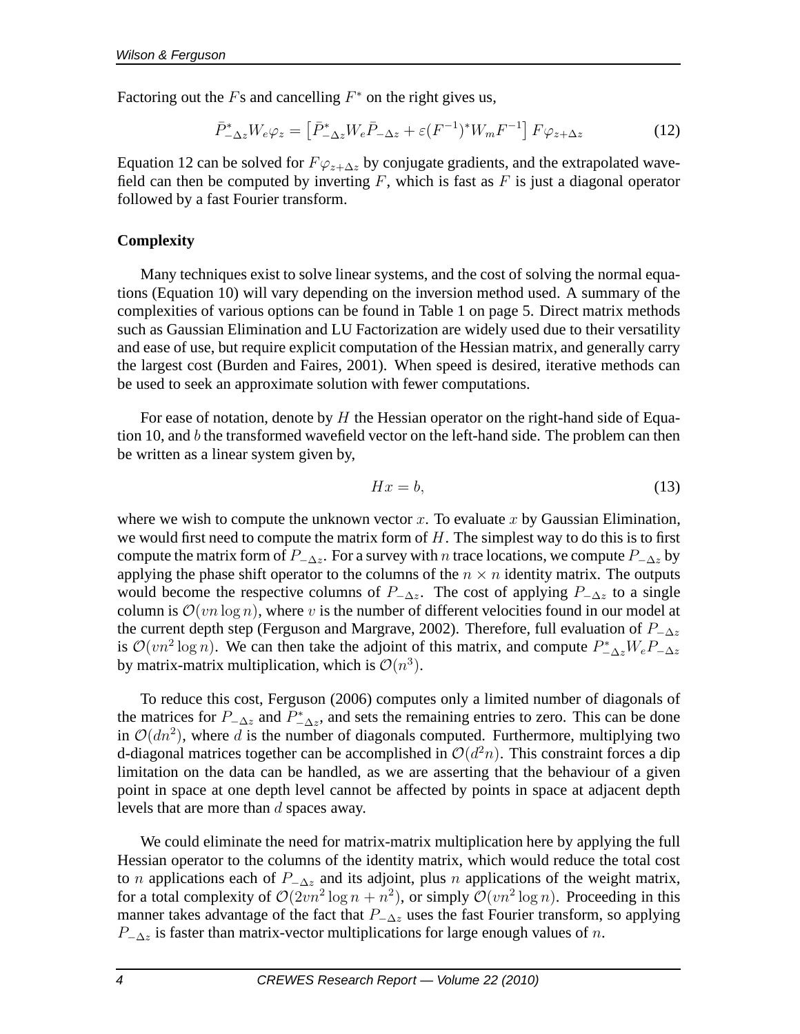Factoring out the $F$s and cancelling $F^*$ on the right gives us,

$$\bar{P}^*_{-\Delta z} W_e \varphi_z = \left[ \bar{P}^*_{-\Delta z} W_e \bar{P}_{-\Delta z} + \varepsilon (F^{-1})^* W_m F^{-1} \right] F \varphi_{z+\Delta z} \tag{12}$$

Equation 12 can be solved for $F\varphi_{z+\Delta z}$ by conjugate gradients, and the extrapolated wavefield can then be computed by inverting $F$, which is fast as $F$ is just a diagonal operator followed by a fast Fourier transform.

**Complexity**

Many techniques exist to solve linear systems, and the cost of solving the normal equations (Equation 10) will vary depending on the inversion method used. A summary of the complexities of various options can be found in Table 1 on page 5. Direct matrix methods such as Gaussian Elimination and LU Factorization are widely used due to their versatility and ease of use, but require explicit computation of the Hessian matrix, and generally carry the largest cost (Burden and Faires, 2001). When speed is desired, iterative methods can be used to seek an approximate solution with fewer computations.

For ease of notation, denote by $H$ the Hessian operator on the right-hand side of Equation 10, and $b$ the transformed wavefield vector on the left-hand side. The problem can then be written as a linear system given by,

$$Hx = b, \tag{13}$$

where we wish to compute the unknown vector $x$. To evaluate $x$ by Gaussian Elimination, we would first need to compute the matrix form of $H$. The simplest way to do this is to first compute the matrix form of $P_{-\Delta z}$. For a survey with $n$ trace locations, we compute $P_{-\Delta z}$ by applying the phase shift operator to the columns of the $n \times n$ identity matrix. The outputs would become the respective columns of $P_{-\Delta z}$. The cost of applying $P_{-\Delta z}$ to a single column is $\mathcal{O}(vn \log n)$, where $v$ is the number of different velocities found in our model at the current depth step (Ferguson and Margrave, 2002). Therefore, full evaluation of $P_{-\Delta z}$ is $\mathcal{O}(vn^2 \log n)$. We can then take the adjoint of this matrix, and compute $P^*_{-\Delta z} W_e P_{-\Delta z}$ by matrix-matrix multiplication, which is $\mathcal{O}(n^3)$.

To reduce this cost, Ferguson (2006) computes only a limited number of diagonals of the matrices for $P_{-\Delta z}$ and $P^*_{-\Delta z}$, and sets the remaining entries to zero. This can be done in $\mathcal{O}(dn^2)$, where $d$ is the number of diagonals computed. Furthermore, multiplying two d-diagonal matrices together can be accomplished in $\mathcal{O}(d^2 n)$. This constraint forces a dip limitation on the data can be handled, as we are asserting that the behaviour of a given point in space at one depth level cannot be affected by points in space at adjacent depth levels that are more than $d$ spaces away.

We could eliminate the need for matrix-matrix multiplication here by applying the full Hessian operator to the columns of the identity matrix, which would reduce the total cost to $n$ applications each of $P_{-\Delta z}$ and its adjoint, plus $n$ applications of the weight matrix, for a total complexity of $\mathcal{O}(2vn^2 \log n + n^2)$, or simply $\mathcal{O}(vn^2 \log n)$. Proceeding in this manner takes advantage of the fact that $P_{-\Delta z}$ uses the fast Fourier transform, so applying $P_{-\Delta z}$ is faster than matrix-vector multiplications for large enough values of $n$.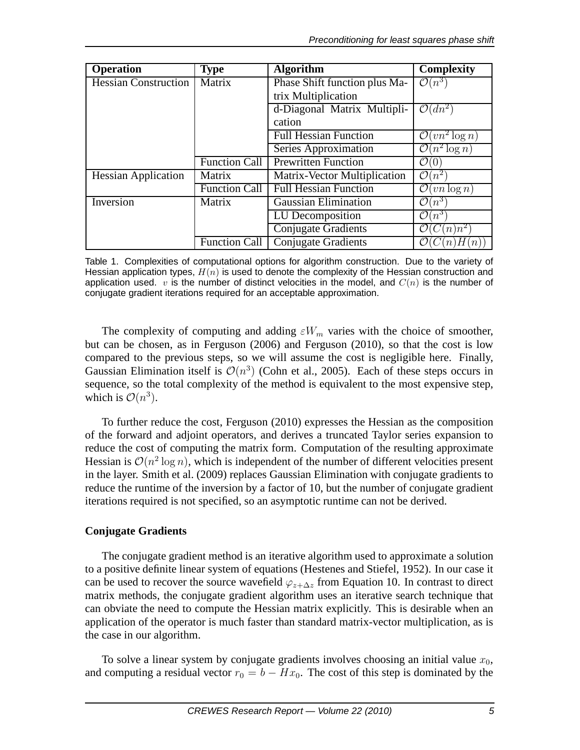| Operation | Type | Algorithm | Complexity |
| --- | --- | --- | --- |
| Hessian Construction | Matrix | Phase Shift function plus Matrix Multiplication | $\mathcal{O}(n^3)$ |
| | | d-Diagonal Matrix Multiplication | $\mathcal{O}(dn^2)$ |
| | | Full Hessian Function | $\mathcal{O}(vn^2 \log n)$ |
| | | Series Approximation | $\mathcal{O}(n^2 \log n)$ |
| | Function Call | Prewritten Function | $\mathcal{O}(0)$ |
| Hessian Application | Matrix | Matrix-Vector Multiplication | $\mathcal{O}(n^2)$ |
| | Function Call | Full Hessian Function | $\mathcal{O}(vn \log n)$ |
| Inversion | Matrix | Gaussian Elimination | $\mathcal{O}(n^3)$ |
| | | LU Decomposition | $\mathcal{O}(n^3)$ |
| | | Conjugate Gradients | $\mathcal{O}(C(n)n^2)$ |
| | Function Call | Conjugate Gradients | $\mathcal{O}(C(n)H(n))$ |

Table 1. Complexities of computational options for algorithm construction. Due to the variety of Hessian application types, $H(n)$ is used to denote the complexity of the Hessian construction and application used. $v$ is the number of distinct velocities in the model, and $C(n)$ is the number of conjugate gradient iterations required for an acceptable approximation.

The complexity of computing and adding $\varepsilon W_m$ varies with the choice of smoother, but can be chosen, as in Ferguson (2006) and Ferguson (2010), so that the cost is low compared to the previous steps, so we will assume the cost is negligible here. Finally, Gaussian Elimination itself is $\mathcal{O}(n^3)$ (Cohn et al., 2005). Each of these steps occurs in sequence, so the total complexity of the method is equivalent to the most expensive step, which is $\mathcal{O}(n^3)$.

To further reduce the cost, Ferguson (2010) expresses the Hessian as the composition of the forward and adjoint operators, and derives a truncated Taylor series expansion to reduce the cost of computing the matrix form. Computation of the resulting approximate Hessian is $\mathcal{O}(n^2 \log n)$, which is independent of the number of different velocities present in the layer. Smith et al. (2009) replaces Gaussian Elimination with conjugate gradients to reduce the runtime of the inversion by a factor of 10, but the number of conjugate gradient iterations required is not specified, so an asymptotic runtime can not be derived.

**Conjugate Gradients**

The conjugate gradient method is an iterative algorithm used to approximate a solution to a positive definite linear system of equations (Hestenes and Stiefel, 1952). In our case it can be used to recover the source wavefield $\varphi_{z+\Delta z}$ from Equation 10. In contrast to direct matrix methods, the conjugate gradient algorithm uses an iterative search technique that can obviate the need to compute the Hessian matrix explicitly. This is desirable when an application of the operator is much faster than standard matrix-vector multiplication, as is the case in our algorithm.

To solve a linear system by conjugate gradients involves choosing an initial value $x_0$, and computing a residual vector $r_0 = b - Hx_0$. The cost of this step is dominated by the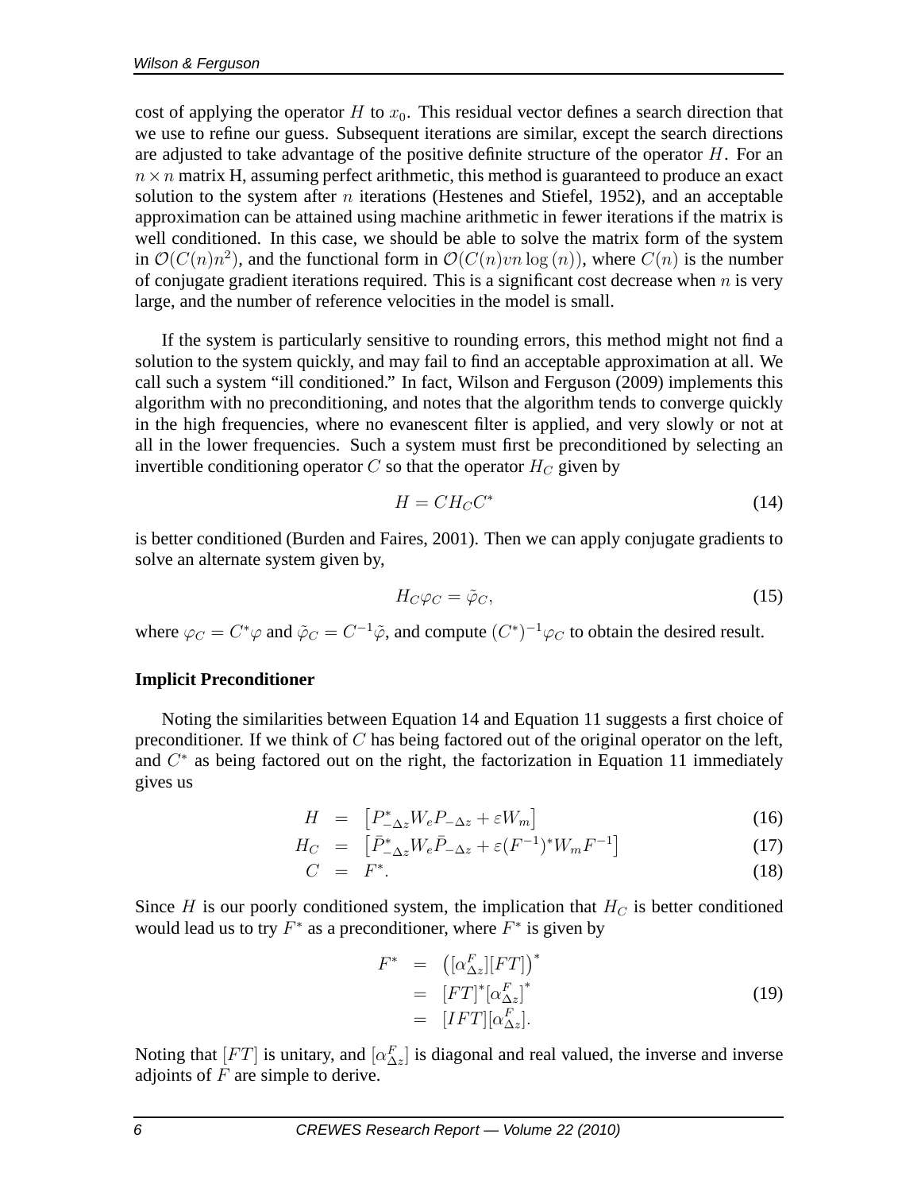cost of applying the operator $H$ to $x_0$. This residual vector defines a search direction that we use to refine our guess. Subsequent iterations are similar, except the search directions are adjusted to take advantage of the positive definite structure of the operator $H$. For an $n \times n$ matrix H, assuming perfect arithmetic, this method is guaranteed to produce an exact solution to the system after $n$ iterations (Hestenes and Stiefel, 1952), and an acceptable approximation can be attained using machine arithmetic in fewer iterations if the matrix is well conditioned. In this case, we should be able to solve the matrix form of the system in $\mathcal{O}(C(n)n^2)$, and the functional form in $\mathcal{O}(C(n)vn\log(n))$, where $C(n)$ is the number of conjugate gradient iterations required. This is a significant cost decrease when $n$ is very large, and the number of reference velocities in the model is small.

If the system is particularly sensitive to rounding errors, this method might not find a solution to the system quickly, and may fail to find an acceptable approximation at all. We call such a system "ill conditioned." In fact, Wilson and Ferguson (2009) implements this algorithm with no preconditioning, and notes that the algorithm tends to converge quickly in the high frequencies, where no evanescent filter is applied, and very slowly or not at all in the lower frequencies. Such a system must first be preconditioned by selecting an invertible conditioning operator $C$ so that the operator $H_C$ given by

$$H = C H_C C^* \tag{14}$$

is better conditioned (Burden and Faires, 2001). Then we can apply conjugate gradients to solve an alternate system given by,

$$H_C \varphi_C = \tilde{\varphi}_C, \tag{15}$$

where $\varphi_C = C^* \varphi$ and $\tilde{\varphi}_C = C^{-1}\tilde{\varphi}$, and compute $(C^*)^{-1}\varphi_C$ to obtain the desired result.

**Implicit Preconditioner**

Noting the similarities between Equation 14 and Equation 11 suggests a first choice of preconditioner. If we think of $C$ has being factored out of the original operator on the left, and $C^*$ as being factored out on the right, the factorization in Equation 11 immediately gives us

$$\begin{aligned}
H &= \left[P^*_{-\Delta z} W_e P_{-\Delta z} + \varepsilon W_m\right] && (16)\\
H_C &= \left[\bar{P}^*_{-\Delta z} W_e \bar{P}_{-\Delta z} + \varepsilon (F^{-1})^* W_m F^{-1}\right] && (17)\\
C &= F^*. && (18)
\end{aligned}$$

Since $H$ is our poorly conditioned system, the implication that $H_C$ is better conditioned would lead us to try $F^*$ as a preconditioner, where $F^*$ is given by

$$\begin{aligned}
F^* &= \left([\alpha^F_{\Delta z}][FT]\right)^* \\
&= [FT]^* [\alpha^F_{\Delta z}]^* \\
&= [IFT][\alpha^F_{\Delta z}].
\end{aligned} \tag{19}$$

Noting that $[FT]$ is unitary, and $[\alpha^F_{\Delta z}]$ is diagonal and real valued, the inverse and inverse adjoints of $F$ are simple to derive.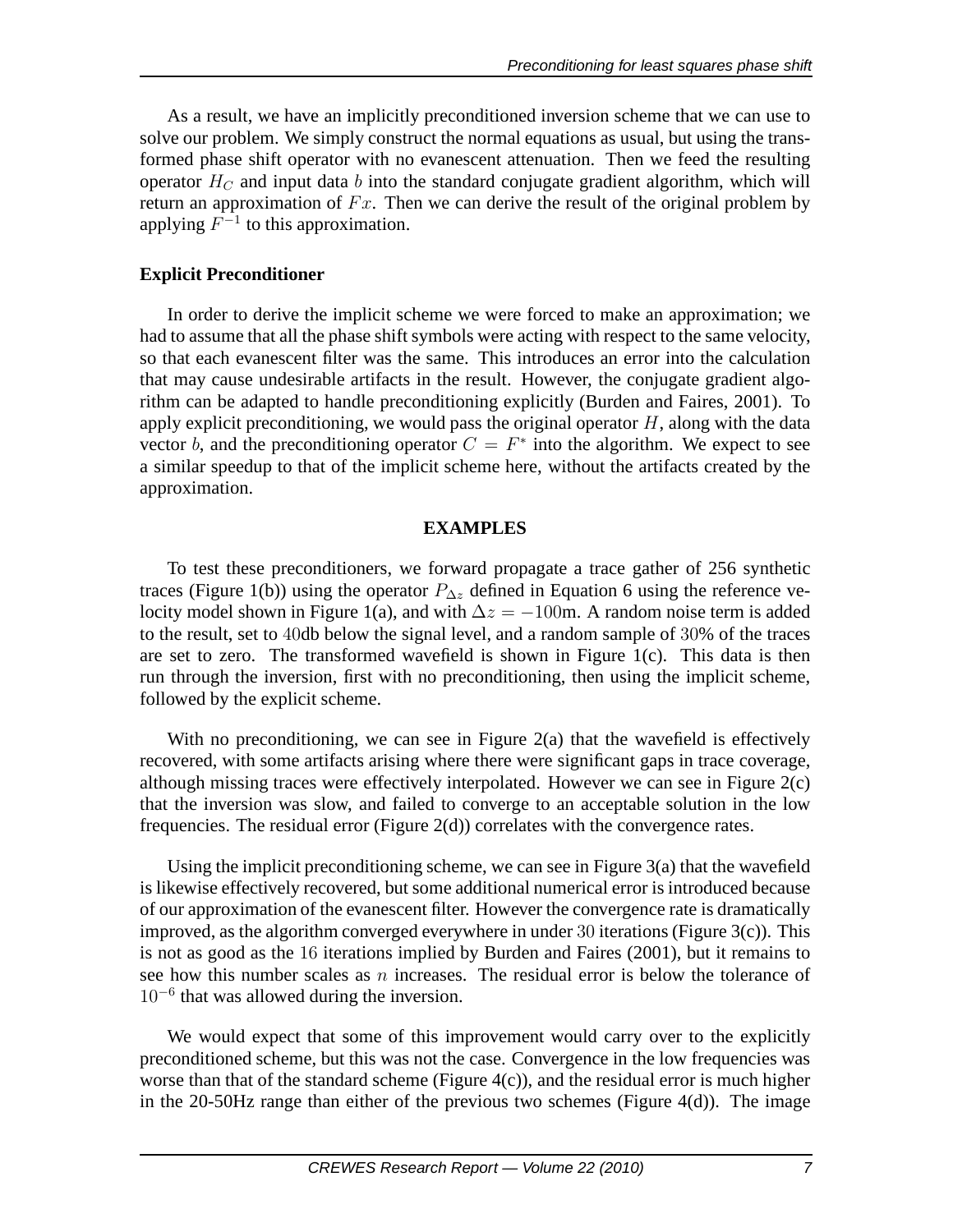As a result, we have an implicitly preconditioned inversion scheme that we can use to solve our problem. We simply construct the normal equations as usual, but using the transformed phase shift operator with no evanescent attenuation. Then we feed the resulting operator $H_C$ and input data $b$ into the standard conjugate gradient algorithm, which will return an approximation of $Fx$. Then we can derive the result of the original problem by applying $F^{-1}$ to this approximation.

### Explicit Preconditioner

In order to derive the implicit scheme we were forced to make an approximation; we had to assume that all the phase shift symbols were acting with respect to the same velocity, so that each evanescent filter was the same. This introduces an error into the calculation that may cause undesirable artifacts in the result. However, the conjugate gradient algorithm can be adapted to handle preconditioning explicitly (Burden and Faires, 2001). To apply explicit preconditioning, we would pass the original operator $H$, along with the data vector $b$, and the preconditioning operator $C = F^*$ into the algorithm. We expect to see a similar speedup to that of the implicit scheme here, without the artifacts created by the approximation.

## EXAMPLES

To test these preconditioners, we forward propagate a trace gather of 256 synthetic traces (Figure 1(b)) using the operator $P_{\Delta z}$ defined in Equation 6 using the reference velocity model shown in Figure 1(a), and with $\Delta z = -100$m. A random noise term is added to the result, set to $40$db below the signal level, and a random sample of $30$% of the traces are set to zero. The transformed wavefield is shown in Figure 1(c). This data is then run through the inversion, first with no preconditioning, then using the implicit scheme, followed by the explicit scheme.

With no preconditioning, we can see in Figure 2(a) that the wavefield is effectively recovered, with some artifacts arising where there were significant gaps in trace coverage, although missing traces were effectively interpolated. However we can see in Figure 2(c) that the inversion was slow, and failed to converge to an acceptable solution in the low frequencies. The residual error (Figure 2(d)) correlates with the convergence rates.

Using the implicit preconditioning scheme, we can see in Figure 3(a) that the wavefield is likewise effectively recovered, but some additional numerical error is introduced because of our approximation of the evanescent filter. However the convergence rate is dramatically improved, as the algorithm converged everywhere in under $30$ iterations (Figure 3(c)). This is not as good as the $16$ iterations implied by Burden and Faires (2001), but it remains to see how this number scales as $n$ increases. The residual error is below the tolerance of $10^{-6}$ that was allowed during the inversion.

We would expect that some of this improvement would carry over to the explicitly preconditioned scheme, but this was not the case. Convergence in the low frequencies was worse than that of the standard scheme (Figure 4(c)), and the residual error is much higher in the 20-50Hz range than either of the previous two schemes (Figure 4(d)). The image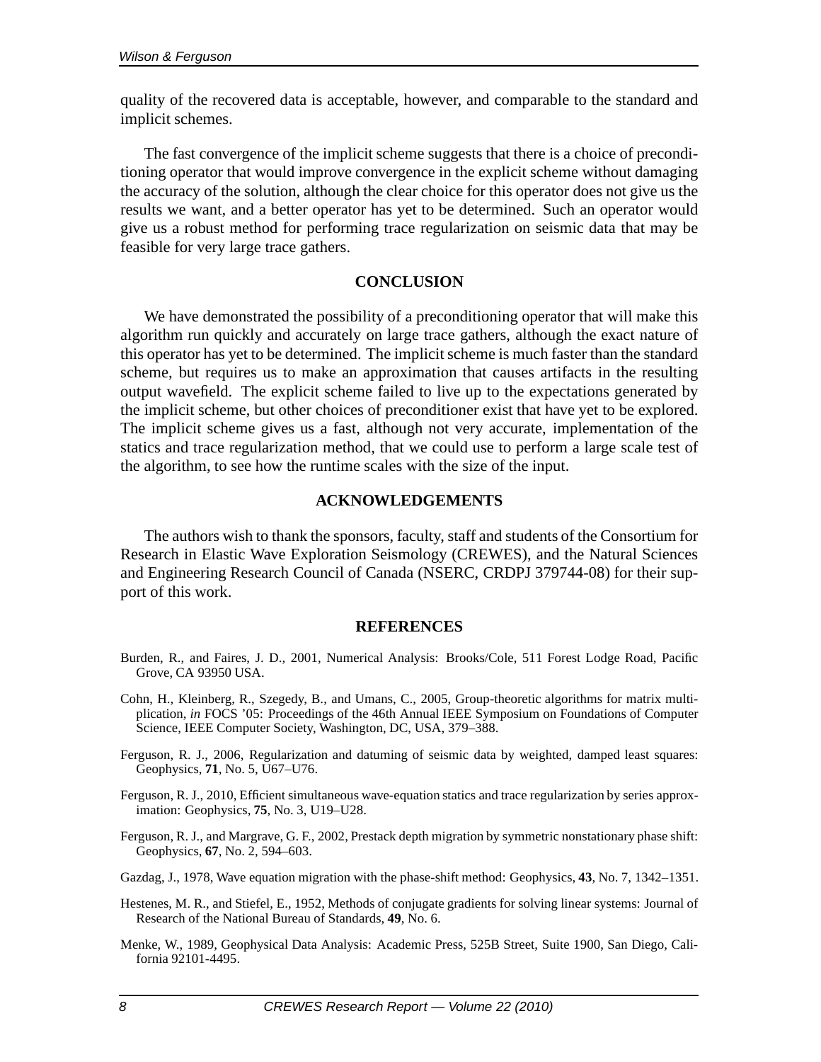quality of the recovered data is acceptable, however, and comparable to the standard and implicit schemes.

The fast convergence of the implicit scheme suggests that there is a choice of preconditioning operator that would improve convergence in the explicit scheme without damaging the accuracy of the solution, although the clear choice for this operator does not give us the results we want, and a better operator has yet to be determined. Such an operator would give us a robust method for performing trace regularization on seismic data that may be feasible for very large trace gathers.

## CONCLUSION

We have demonstrated the possibility of a preconditioning operator that will make this algorithm run quickly and accurately on large trace gathers, although the exact nature of this operator has yet to be determined. The implicit scheme is much faster than the standard scheme, but requires us to make an approximation that causes artifacts in the resulting output wavefield. The explicit scheme failed to live up to the expectations generated by the implicit scheme, but other choices of preconditioner exist that have yet to be explored. The implicit scheme gives us a fast, although not very accurate, implementation of the statics and trace regularization method, that we could use to perform a large scale test of the algorithm, to see how the runtime scales with the size of the input.

## ACKNOWLEDGEMENTS

The authors wish to thank the sponsors, faculty, staff and students of the Consortium for Research in Elastic Wave Exploration Seismology (CREWES), and the Natural Sciences and Engineering Research Council of Canada (NSERC, CRDPJ 379744-08) for their support of this work.

## REFERENCES

Burden, R., and Faires, J. D., 2001, Numerical Analysis: Brooks/Cole, 511 Forest Lodge Road, Pacific Grove, CA 93950 USA.

Cohn, H., Kleinberg, R., Szegedy, B., and Umans, C., 2005, Group-theoretic algorithms for matrix multiplication, *in* FOCS '05: Proceedings of the 46th Annual IEEE Symposium on Foundations of Computer Science, IEEE Computer Society, Washington, DC, USA, 379–388.

Ferguson, R. J., 2006, Regularization and datuming of seismic data by weighted, damped least squares: Geophysics, **71**, No. 5, U67–U76.

Ferguson, R. J., 2010, Efficient simultaneous wave-equation statics and trace regularization by series approximation: Geophysics, **75**, No. 3, U19–U28.

Ferguson, R. J., and Margrave, G. F., 2002, Prestack depth migration by symmetric nonstationary phase shift: Geophysics, **67**, No. 2, 594–603.

Gazdag, J., 1978, Wave equation migration with the phase-shift method: Geophysics, **43**, No. 7, 1342–1351.

Hestenes, M. R., and Stiefel, E., 1952, Methods of conjugate gradients for solving linear systems: Journal of Research of the National Bureau of Standards, **49**, No. 6.

Menke, W., 1989, Geophysical Data Analysis: Academic Press, 525B Street, Suite 1900, San Diego, California 92101-4495.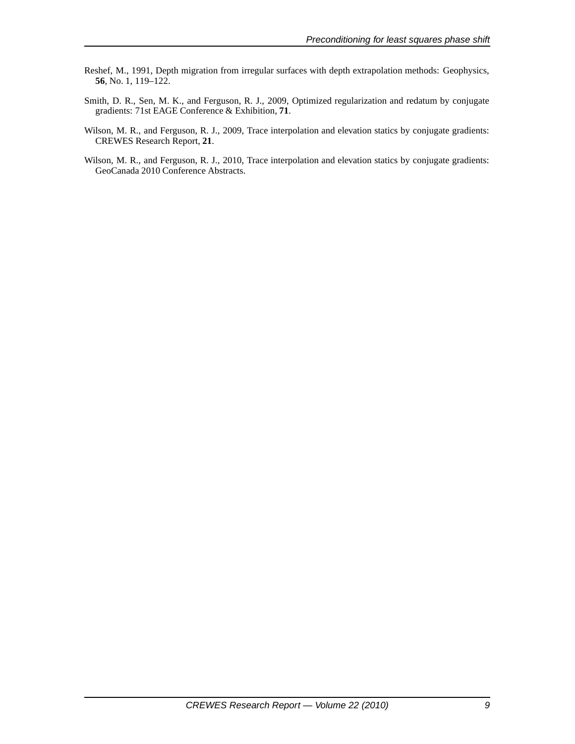Reshef, M., 1991, Depth migration from irregular surfaces with depth extrapolation methods: Geophysics, **56**, No. 1, 119–122.

Smith, D. R., Sen, M. K., and Ferguson, R. J., 2009, Optimized regularization and redatum by conjugate gradients: 71st EAGE Conference & Exhibition, **71**.

Wilson, M. R., and Ferguson, R. J., 2009, Trace interpolation and elevation statics by conjugate gradients: CREWES Research Report, **21**.

Wilson, M. R., and Ferguson, R. J., 2010, Trace interpolation and elevation statics by conjugate gradients: GeoCanada 2010 Conference Abstracts.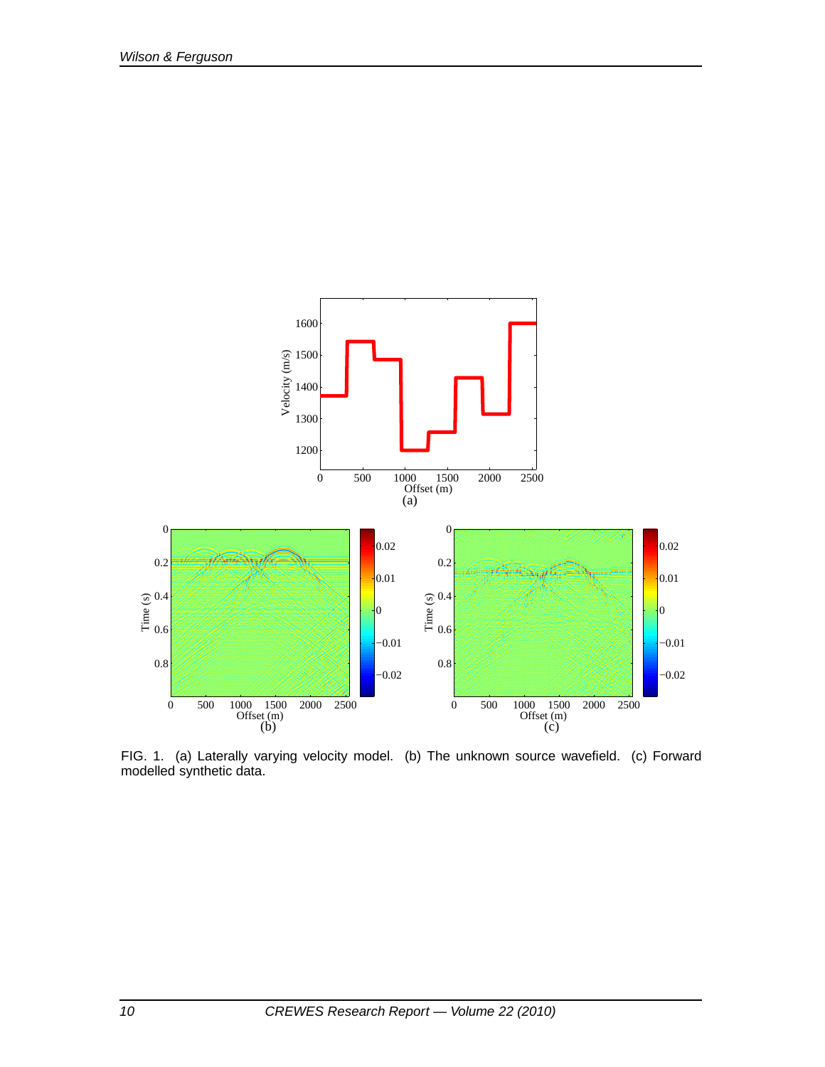FIG. 1. (a) Laterally varying velocity model. (b) The unknown source wavefield. (c) Forward modelled synthetic data.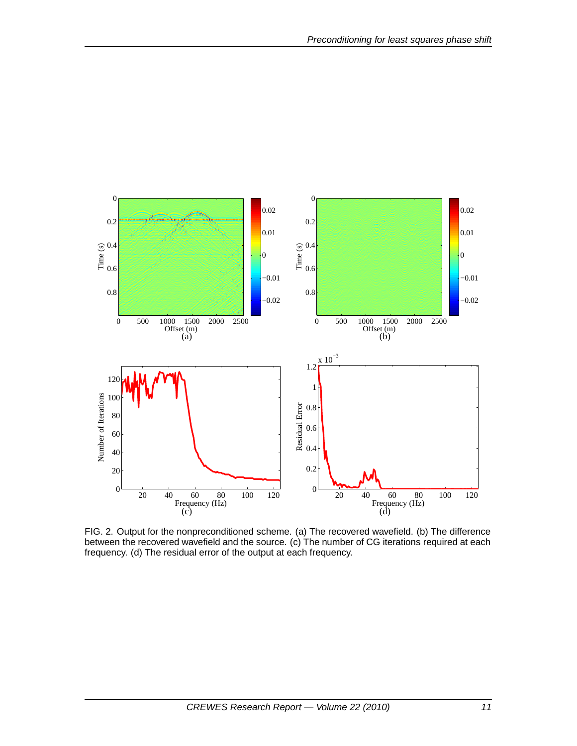FIG. 2. Output for the nonpreconditioned scheme. (a) The recovered wavefield. (b) The difference between the recovered wavefield and the source. (c) The number of CG iterations required at each frequency. (d) The residual error of the output at each frequency.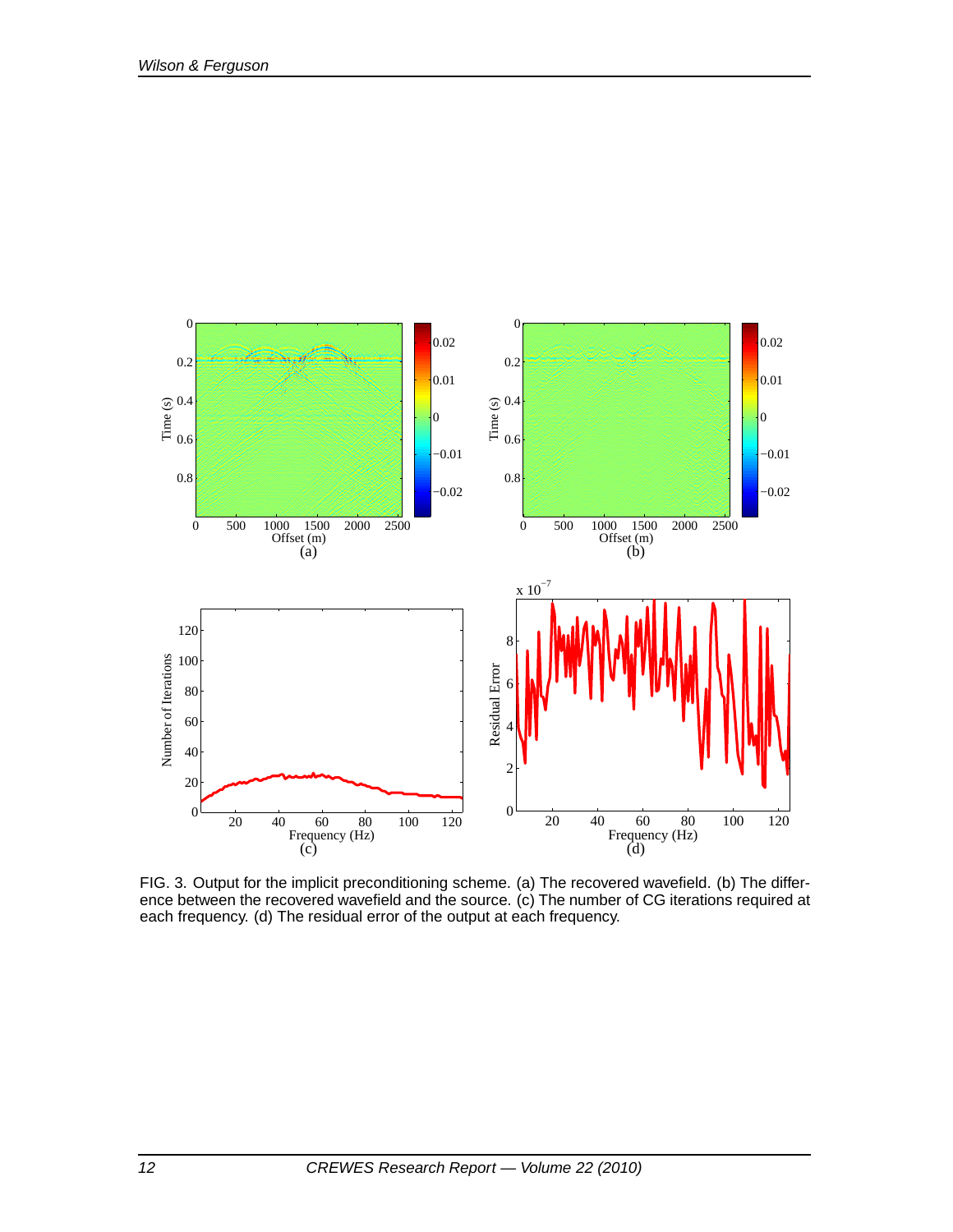FIG. 3. Output for the implicit preconditioning scheme. (a) The recovered wavefield. (b) The difference between the recovered wavefield and the source. (c) The number of CG iterations required at each frequency. (d) The residual error of the output at each frequency.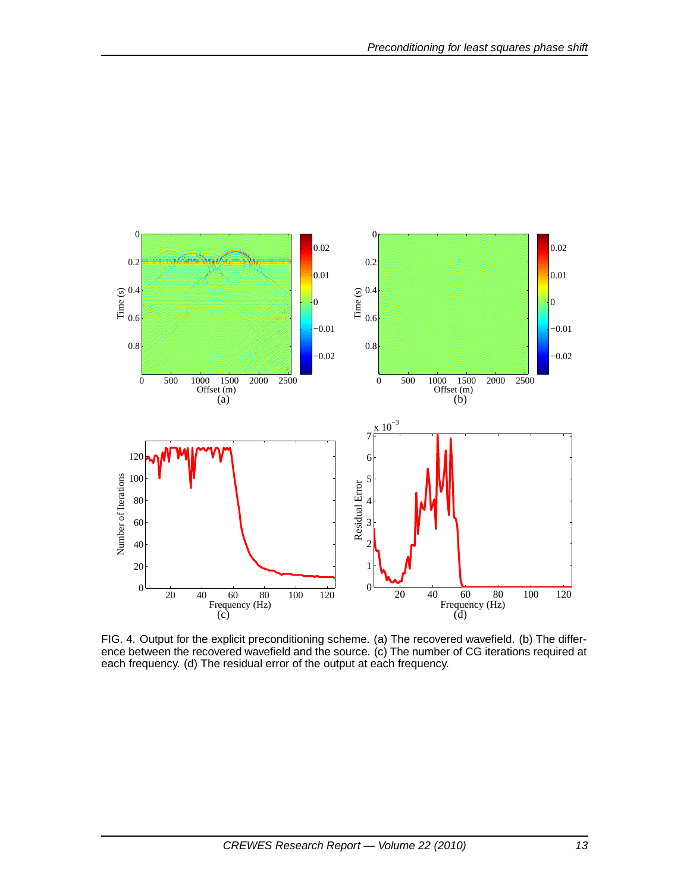(a)

Time (s)

0, 0.2, 0.4, 0.6, 0.8

0, 500, 1000, 1500, 2000, 2500

Offset (m)

0.02, 0.01, 0, −0.01, −0.02

(b)

Time (s)

0, 0.2, 0.4, 0.6, 0.8

0, 500, 1000, 1500, 2000, 2500

Offset (m)

0.02, 0.01, 0, −0.01, −0.02

(c)

Number of Iterations

0, 20, 40, 60, 80, 100, 120

20, 40, 60, 80, 100, 120

Frequency (Hz)

(d)

Residual Error

$\times 10^{-3}$

0, 1, 2, 3, 4, 5, 6, 7

20, 40, 60, 80, 100, 120

Frequency (Hz)

FIG. 4. Output for the explicit preconditioning scheme. (a) The recovered wavefield. (b) The difference between the recovered wavefield and the source. (c) The number of CG iterations required at each frequency. (d) The residual error of the output at each frequency.